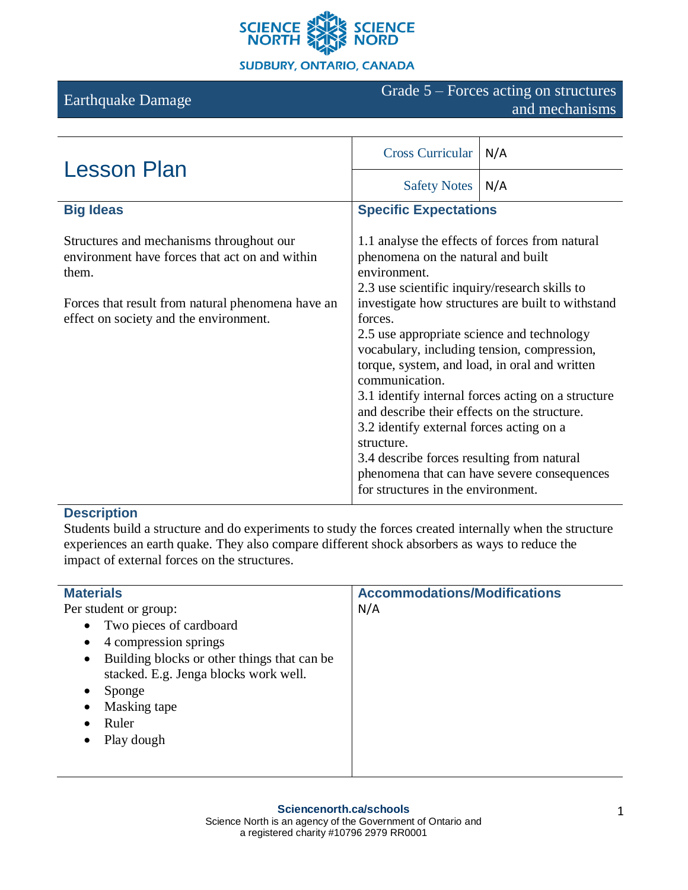SCIENCE NORTH | SCIENCE NORD

SUDBURY, ONTARIO, CANADA

# Earthquake Damage

Grade 5 – Forces acting on structures and mechanisms

## Lesson Plan

| Cross Curricular | N/A |
|---|---|
| Safety Notes | N/A |

### Big Ideas

Structures and mechanisms throughout our environment have forces that act on and within them.

Forces that result from natural phenomena have an effect on society and the environment.

### Specific Expectations

1.1 analyse the effects of forces from natural phenomena on the natural and built environment.
2.3 use scientific inquiry/research skills to investigate how structures are built to withstand forces.
2.5 use appropriate science and technology vocabulary, including tension, compression, torque, system, and load, in oral and written communication.
3.1 identify internal forces acting on a structure and describe their effects on the structure.
3.2 identify external forces acting on a structure.
3.4 describe forces resulting from natural phenomena that can have severe consequences for structures in the environment.

### Description

Students build a structure and do experiments to study the forces created internally when the structure experiences an earth quake. They also compare different shock absorbers as ways to reduce the impact of external forces on the structures.

### Materials

Per student or group:

- Two pieces of cardboard
- 4 compression springs
- Building blocks or other things that can be stacked. E.g. Jenga blocks work well.
- Sponge
- Masking tape
- Ruler
- Play dough

### Accommodations/Modifications

N/A

**Sciencenorth.ca/schools**
Science North is an agency of the Government of Ontario and a registered charity #10796 2979 RR0001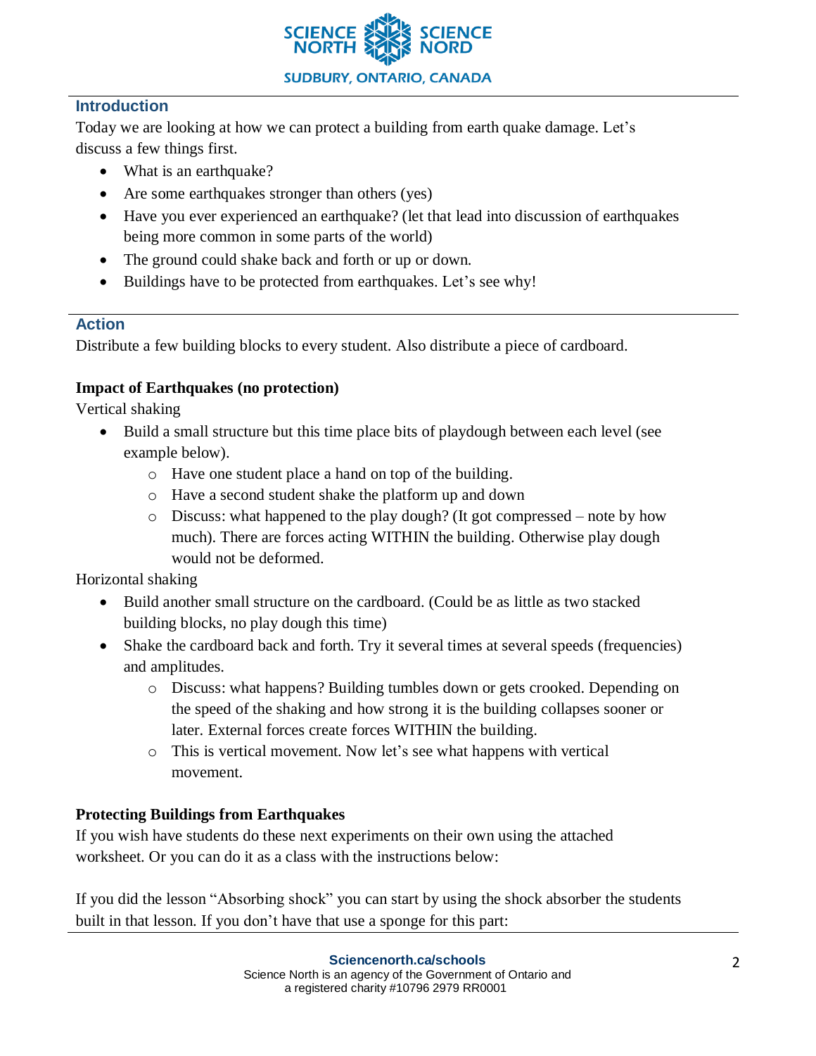## Introduction

Today we are looking at how we can protect a building from earth quake damage. Let's discuss a few things first.

- What is an earthquake?
- Are some earthquakes stronger than others (yes)
- Have you ever experienced an earthquake? (let that lead into discussion of earthquakes being more common in some parts of the world)
- The ground could shake back and forth or up or down.
- Buildings have to be protected from earthquakes. Let's see why!

## Action

Distribute a few building blocks to every student. Also distribute a piece of cardboard.

**Impact of Earthquakes (no protection)**

Vertical shaking

- Build a small structure but this time place bits of playdough between each level (see example below).
  - Have one student place a hand on top of the building.
  - Have a second student shake the platform up and down
  - Discuss: what happened to the play dough? (It got compressed – note by how much). There are forces acting WITHIN the building. Otherwise play dough would not be deformed.

Horizontal shaking

- Build another small structure on the cardboard. (Could be as little as two stacked building blocks, no play dough this time)
- Shake the cardboard back and forth. Try it several times at several speeds (frequencies) and amplitudes.
  - Discuss: what happens? Building tumbles down or gets crooked. Depending on the speed of the shaking and how strong it is the building collapses sooner or later. External forces create forces WITHIN the building.
  - This is vertical movement. Now let's see what happens with vertical movement.

**Protecting Buildings from Earthquakes**

If you wish have students do these next experiments on their own using the attached worksheet. Or you can do it as a class with the instructions below:

If you did the lesson "Absorbing shock" you can start by using the shock absorber the students built in that lesson. If you don't have that use a sponge for this part: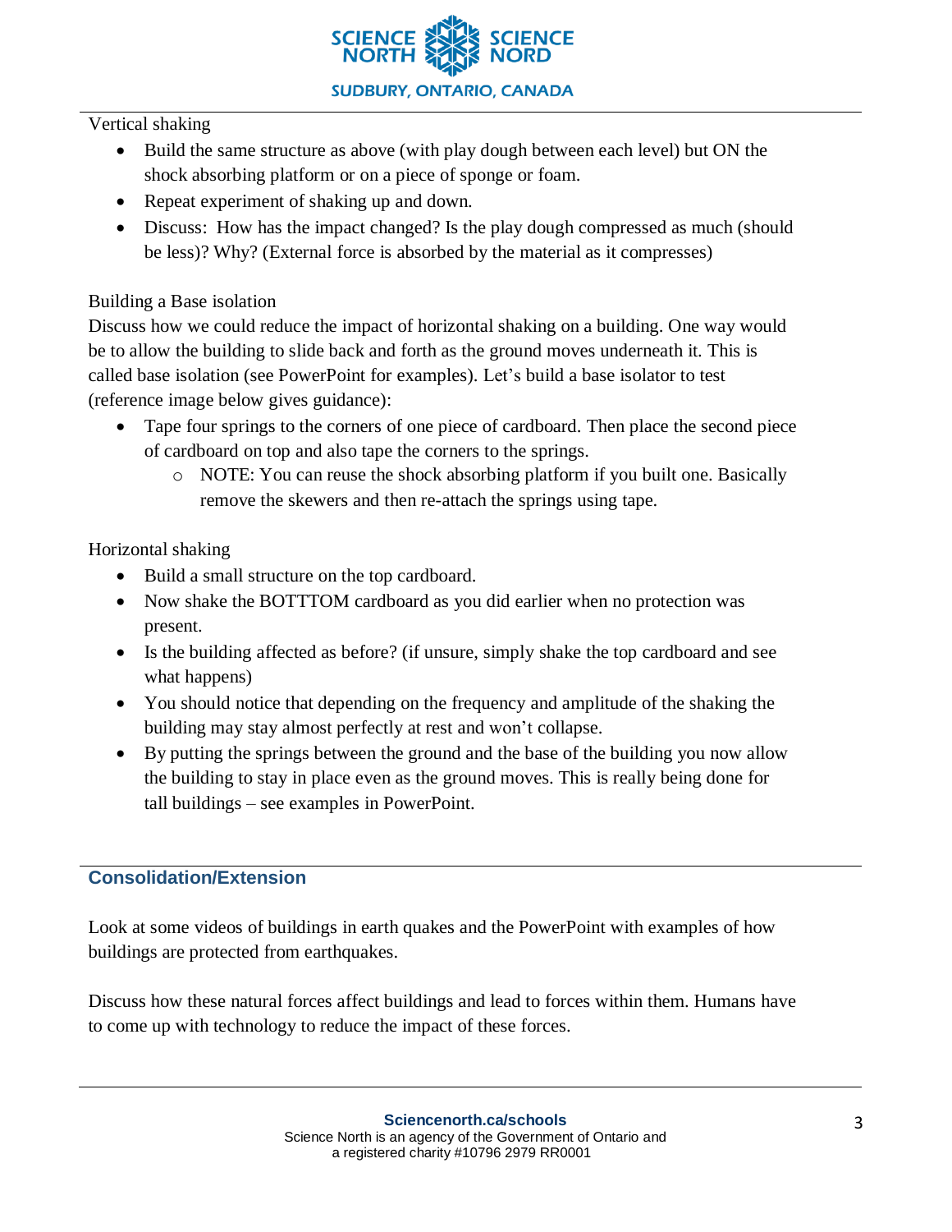Vertical shaking

- Build the same structure as above (with play dough between each level) but ON the shock absorbing platform or on a piece of sponge or foam.
- Repeat experiment of shaking up and down.
- Discuss: How has the impact changed? Is the play dough compressed as much (should be less)? Why? (External force is absorbed by the material as it compresses)

Building a Base isolation

Discuss how we could reduce the impact of horizontal shaking on a building. One way would be to allow the building to slide back and forth as the ground moves underneath it. This is called base isolation (see PowerPoint for examples). Let's build a base isolator to test (reference image below gives guidance):

- Tape four springs to the corners of one piece of cardboard. Then place the second piece of cardboard on top and also tape the corners to the springs.
  - NOTE: You can reuse the shock absorbing platform if you built one. Basically remove the skewers and then re-attach the springs using tape.

Horizontal shaking

- Build a small structure on the top cardboard.
- Now shake the BOTTTOM cardboard as you did earlier when no protection was present.
- Is the building affected as before? (if unsure, simply shake the top cardboard and see what happens)
- You should notice that depending on the frequency and amplitude of the shaking the building may stay almost perfectly at rest and won't collapse.
- By putting the springs between the ground and the base of the building you now allow the building to stay in place even as the ground moves. This is really being done for tall buildings – see examples in PowerPoint.

## Consolidation/Extension

Look at some videos of buildings in earth quakes and the PowerPoint with examples of how buildings are protected from earthquakes.

Discuss how these natural forces affect buildings and lead to forces within them. Humans have to come up with technology to reduce the impact of these forces.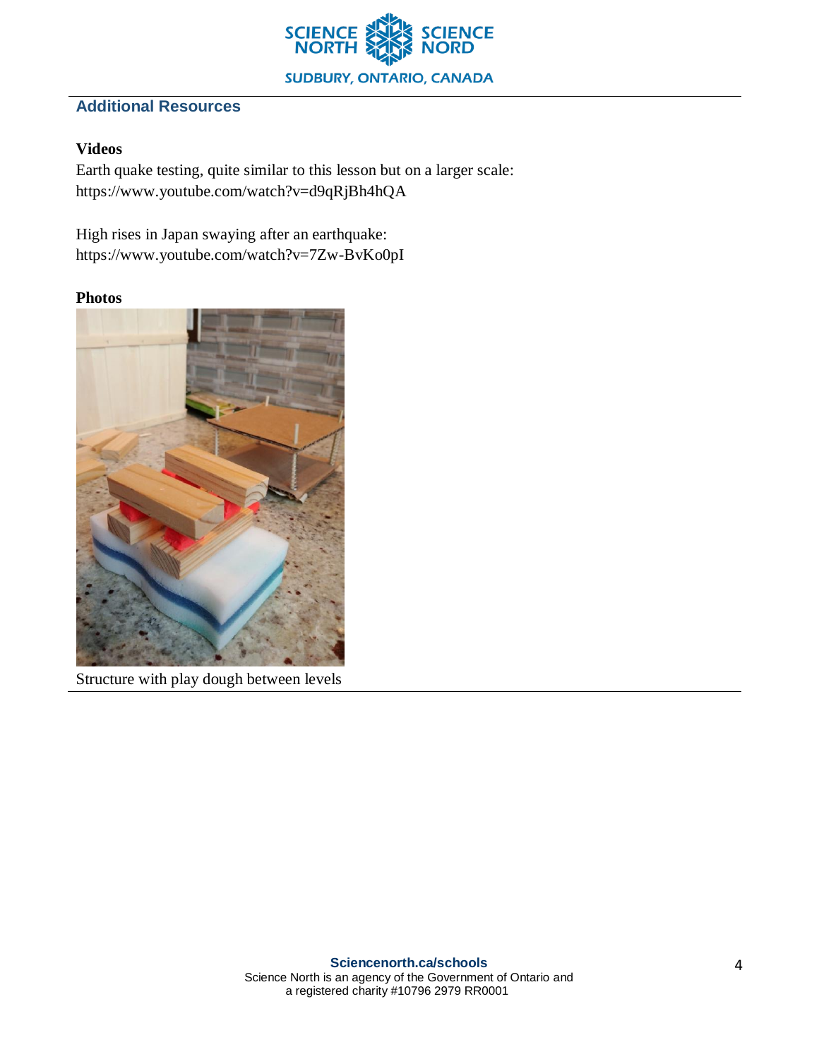## Additional Resources

**Videos**

Earth quake testing, quite similar to this lesson but on a larger scale:
https://www.youtube.com/watch?v=d9qRjBh4hQA

High rises in Japan swaying after an earthquake:
https://www.youtube.com/watch?v=7Zw-BvKo0pI

**Photos**

Structure with play dough between levels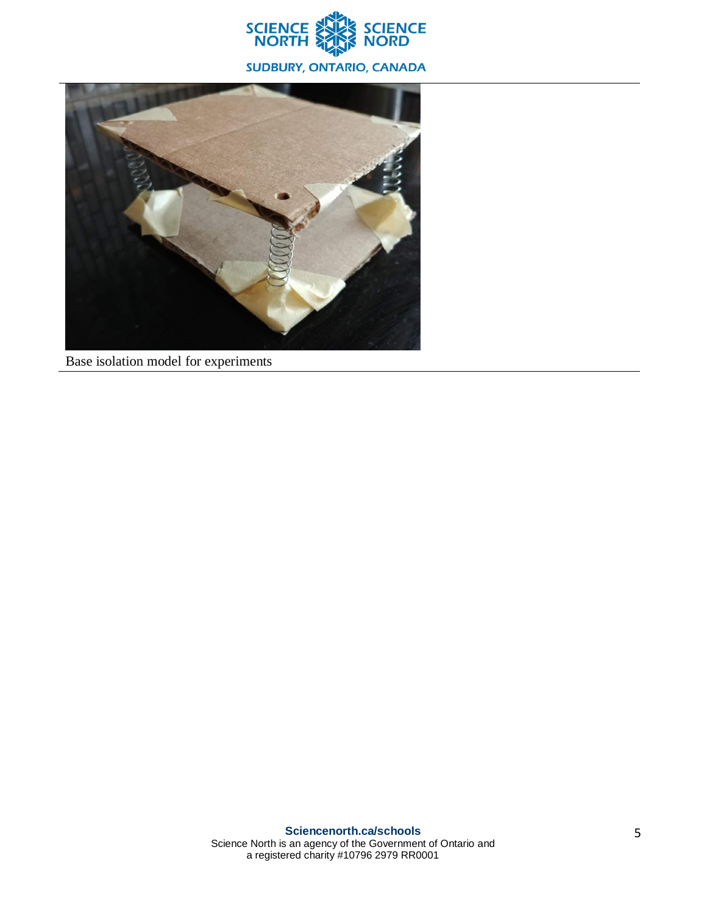Base isolation model for experiments